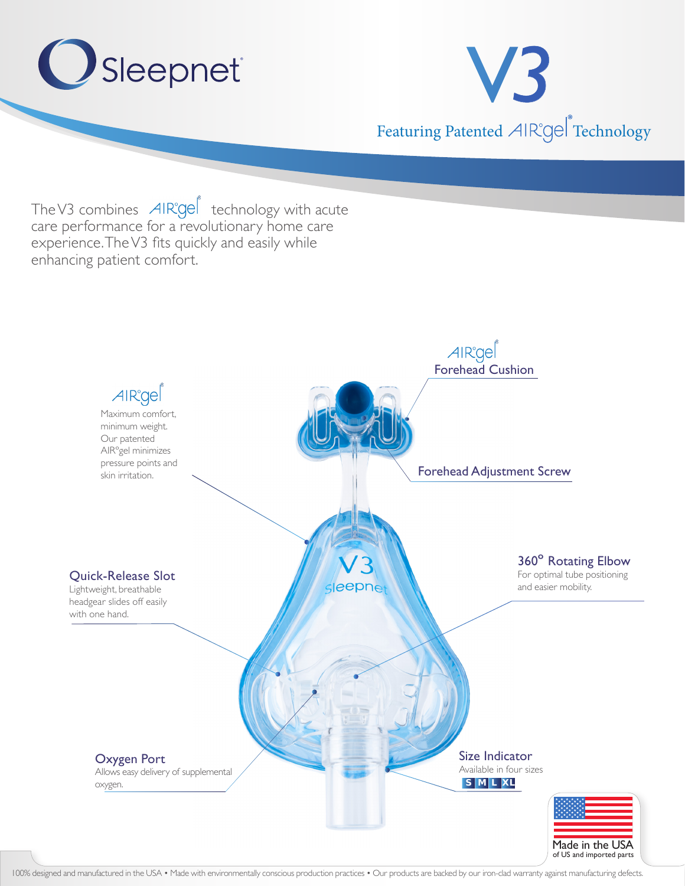# Sleepnet

# V3

Featuring Patented AIR°gel® Technology

The V3 combines AIR°gel® technology with acute care performance for a revolutionary home care experience. The V3 fits quickly and easily while enhancing patient comfort.

### AIR°gel®

Maximum comfort, minimum weight. Our patented AIR°gel minimizes pressure points and skin irritation.

### AIR°gel® Forehead Cushion

### Forehead Adjustment Screw

### Quick-Release Slot

Lightweight, breathable headgear slides off easily with one hand.

### 360° Rotating Elbow

For optimal tube positioning and easier mobility.

### Oxygen Port

Allows easy delivery of supplemental oxygen.

### Size Indicator

Available in four sizes

S | M | L | XL

Made in the USA
of US and imported parts

100% designed and manufactured in the USA • Made with environmentally conscious production practices • Our products are backed by our iron-clad warranty against manufacturing defects.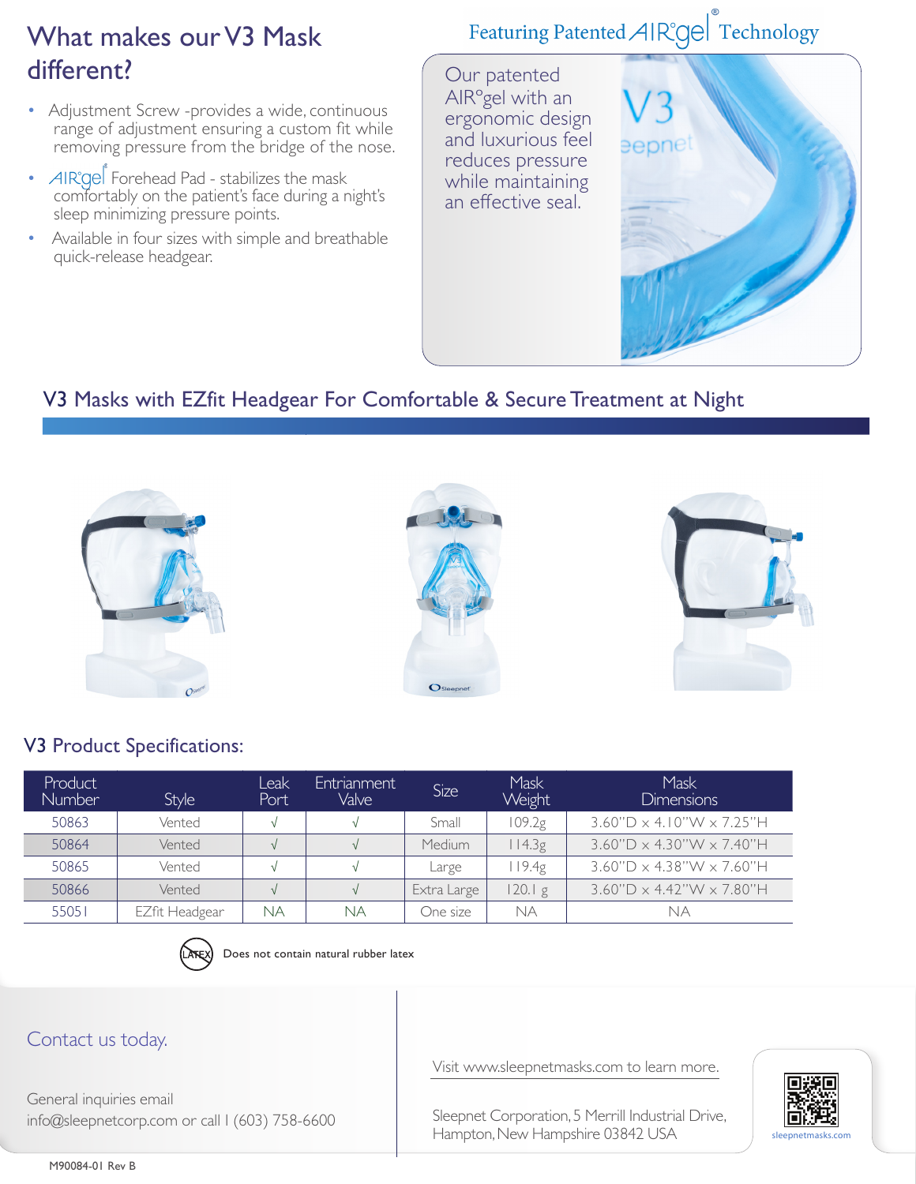# What makes our V3 Mask different?

- Adjustment Screw -provides a wide, continuous range of adjustment ensuring a custom fit while removing pressure from the bridge of the nose.
- AIR°gel Forehead Pad - stabilizes the mask comfortably on the patient's face during a night's sleep minimizing pressure points.
- Available in four sizes with simple and breathable quick-release headgear.

## Featuring Patented AIR°gel® Technology

Our patented AIR°gel with an ergonomic design and luxurious feel reduces pressure while maintaining an effective seal.

## V3 Masks with EZfit Headgear For Comfortable & Secure Treatment at Night

## V3 Product Specifications:

| Product Number | Style | Leak Port | Entrainment Valve | Size | Mask Weight | Mask Dimensions |
|---|---|---|---|---|---|---|
| 50863 | Vented | √ | √ | Small | 109.2g | 3.60"D x 4.10"W x 7.25"H |
| 50864 | Vented | √ | √ | Medium | 114.3g | 3.60"D x 4.30"W x 7.40"H |
| 50865 | Vented | √ | √ | Large | 119.4g | 3.60"D x 4.38"W x 7.60"H |
| 50866 | Vented | √ | √ | Extra Large | 120.1 g | 3.60"D x 4.42"W x 7.80"H |
| 55051 | EZfit Headgear | NA | NA | One size | NA | NA |

Does not contain natural rubber latex

Contact us today.

General inquiries email
info@sleepnetcorp.com or call 1 (603) 758-6600

Visit www.sleepnetmasks.com to learn more.

Sleepnet Corporation, 5 Merrill Industrial Drive, Hampton, New Hampshire 03842 USA

sleepnetmasks.com

M90084-01 Rev B